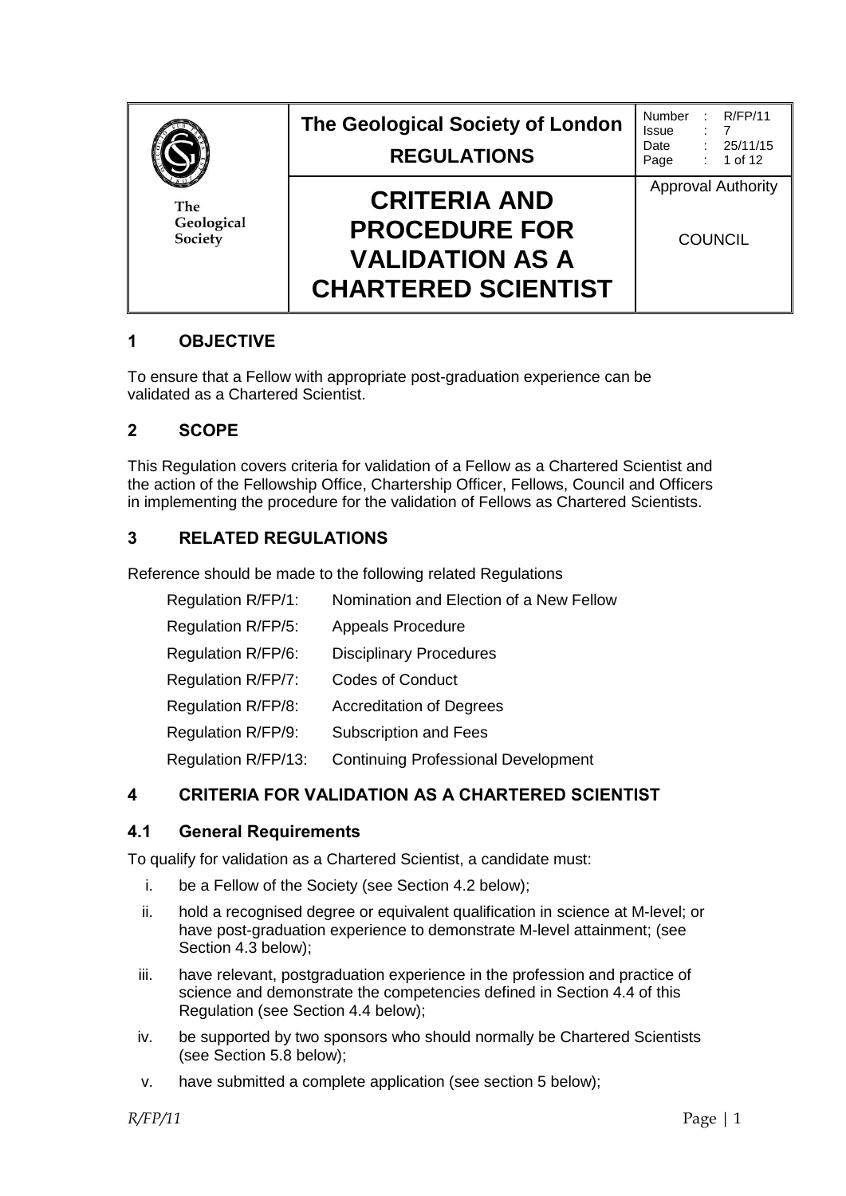| The Geological Society | The Geological Society of London<br>REGULATIONS | Number : R/FP/11<br>Issue : 7<br>Date : 25/11/15 |
| --- | --- | --- |
| | **CRITERIA AND PROCEDURE FOR VALIDATION AS A CHARTERED SCIENTIST** | Approval Authority<br><br>COUNCIL |

## 1 OBJECTIVE

To ensure that a Fellow with appropriate post-graduation experience can be validated as a Chartered Scientist.

## 2 SCOPE

This Regulation covers criteria for validation of a Fellow as a Chartered Scientist and the action of the Fellowship Office, Chartership Officer, Fellows, Council and Officers in implementing the procedure for the validation of Fellows as Chartered Scientists.

## 3 RELATED REGULATIONS

Reference should be made to the following related Regulations

| | |
| --- | --- |
| Regulation R/FP/1: | Nomination and Election of a New Fellow |
| Regulation R/FP/5: | Appeals Procedure |
| Regulation R/FP/6: | Disciplinary Procedures |
| Regulation R/FP/7: | Codes of Conduct |
| Regulation R/FP/8: | Accreditation of Degrees |
| Regulation R/FP/9: | Subscription and Fees |
| Regulation R/FP/13: | Continuing Professional Development |

## 4 CRITERIA FOR VALIDATION AS A CHARTERED SCIENTIST

### 4.1 General Requirements

To qualify for validation as a Chartered Scientist, a candidate must:

i. be a Fellow of the Society (see Section 4.2 below);

ii. hold a recognised degree or equivalent qualification in science at M-level; or have post-graduation experience to demonstrate M-level attainment; (see Section 4.3 below);

iii. have relevant, postgraduation experience in the profession and practice of science and demonstrate the competencies defined in Section 4.4 of this Regulation (see Section 4.4 below);

iv. be supported by two sponsors who should normally be Chartered Scientists (see Section 5.8 below);

v. have submitted a complete application (see section 5 below);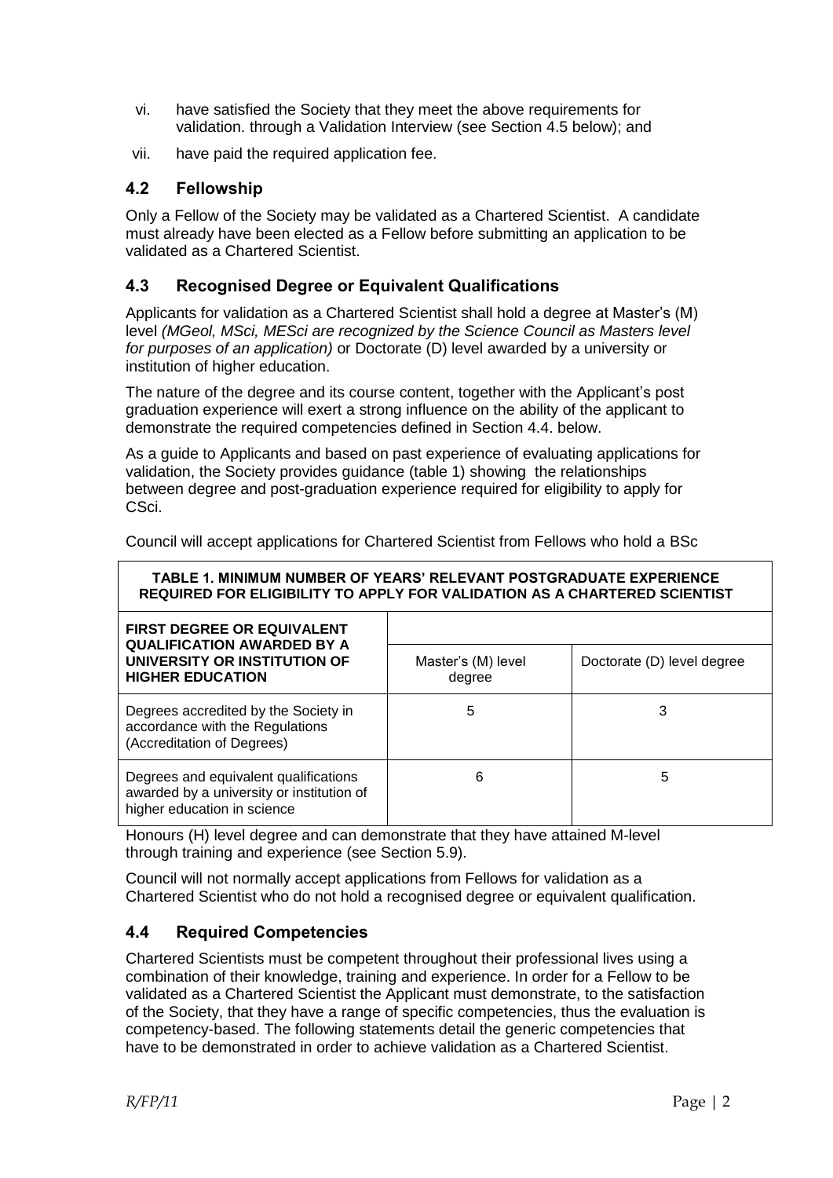vi. have satisfied the Society that they meet the above requirements for validation. through a Validation Interview (see Section 4.5 below); and

vii. have paid the required application fee.

## 4.2 Fellowship

Only a Fellow of the Society may be validated as a Chartered Scientist. A candidate must already have been elected as a Fellow before submitting an application to be validated as a Chartered Scientist.

## 4.3 Recognised Degree or Equivalent Qualifications

Applicants for validation as a Chartered Scientist shall hold a degree at Master's (M) level *(MGeol, MSci, MESci are recognized by the Science Council as Masters level for purposes of an application)* or Doctorate (D) level awarded by a university or institution of higher education.

The nature of the degree and its course content, together with the Applicant's post graduation experience will exert a strong influence on the ability of the applicant to demonstrate the required competencies defined in Section 4.4. below.

As a guide to Applicants and based on past experience of evaluating applications for validation, the Society provides guidance (table 1) showing the relationships between degree and post-graduation experience required for eligibility to apply for CSci.

Council will accept applications for Chartered Scientist from Fellows who hold a BSc Honours (H) level degree and can demonstrate that they have attained M-level through training and experience (see Section 5.9).

**TABLE 1. MINIMUM NUMBER OF YEARS' RELEVANT POSTGRADUATE EXPERIENCE REQUIRED FOR ELIGIBILITY TO APPLY FOR VALIDATION AS A CHARTERED SCIENTIST**

| **FIRST DEGREE OR EQUIVALENT QUALIFICATION AWARDED BY A UNIVERSITY OR INSTITUTION OF HIGHER EDUCATION** | Master's (M) level degree | Doctorate (D) level degree |
| --- | --- | --- |
| Degrees accredited by the Society in accordance with the Regulations (Accreditation of Degrees) | 5 | 3 |
| Degrees and equivalent qualifications awarded by a university or institution of higher education in science | 6 | 5 |

Council will not normally accept applications from Fellows for validation as a Chartered Scientist who do not hold a recognised degree or equivalent qualification.

## 4.4 Required Competencies

Chartered Scientists must be competent throughout their professional lives using a combination of their knowledge, training and experience. In order for a Fellow to be validated as a Chartered Scientist the Applicant must demonstrate, to the satisfaction of the Society, that they have a range of specific competencies, thus the evaluation is competency-based. The following statements detail the generic competencies that have to be demonstrated in order to achieve validation as a Chartered Scientist.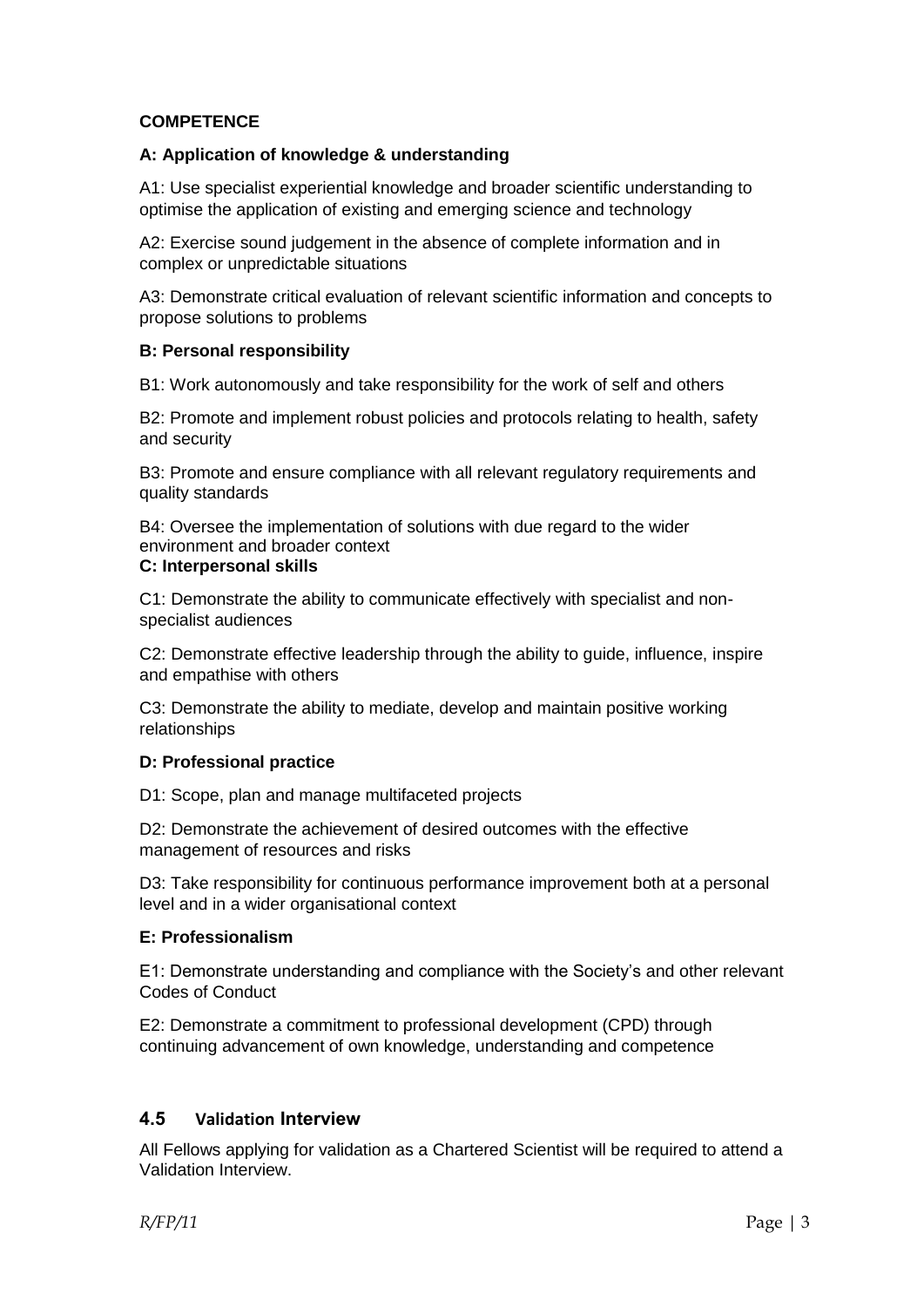**COMPETENCE**

**A: Application of knowledge & understanding**

A1: Use specialist experiential knowledge and broader scientific understanding to optimise the application of existing and emerging science and technology

A2: Exercise sound judgement in the absence of complete information and in complex or unpredictable situations

A3: Demonstrate critical evaluation of relevant scientific information and concepts to propose solutions to problems

**B: Personal responsibility**

B1: Work autonomously and take responsibility for the work of self and others

B2: Promote and implement robust policies and protocols relating to health, safety and security

B3: Promote and ensure compliance with all relevant regulatory requirements and quality standards

B4: Oversee the implementation of solutions with due regard to the wider environment and broader context

**C: Interpersonal skills**

C1: Demonstrate the ability to communicate effectively with specialist and non-specialist audiences

C2: Demonstrate effective leadership through the ability to guide, influence, inspire and empathise with others

C3: Demonstrate the ability to mediate, develop and maintain positive working relationships

**D: Professional practice**

D1: Scope, plan and manage multifaceted projects

D2: Demonstrate the achievement of desired outcomes with the effective management of resources and risks

D3: Take responsibility for continuous performance improvement both at a personal level and in a wider organisational context

**E: Professionalism**

E1: Demonstrate understanding and compliance with the Society's and other relevant Codes of Conduct

E2: Demonstrate a commitment to professional development (CPD) through continuing advancement of own knowledge, understanding and competence

## 4.5 Validation Interview

All Fellows applying for validation as a Chartered Scientist will be required to attend a Validation Interview.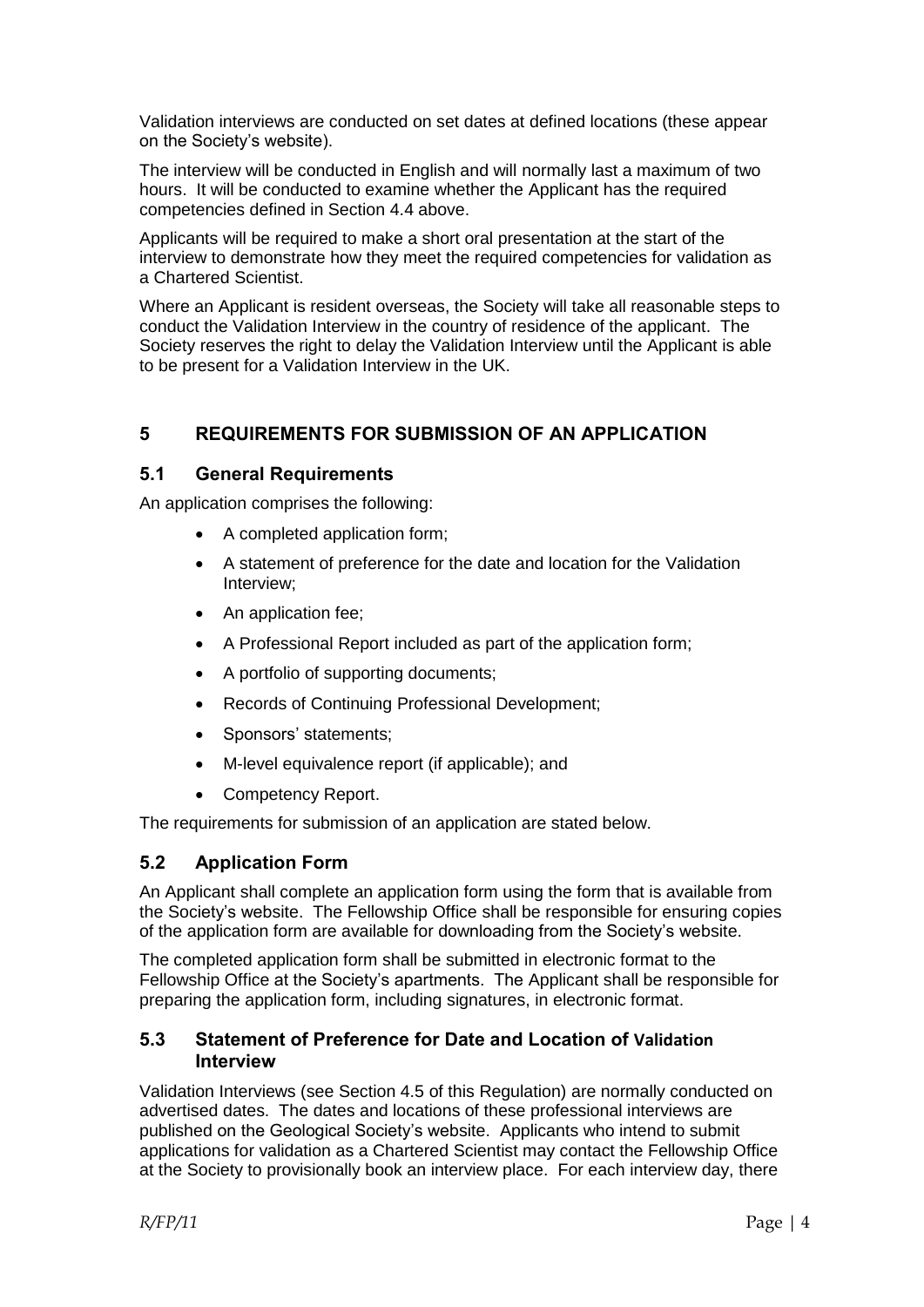Validation interviews are conducted on set dates at defined locations (these appear on the Society's website).

The interview will be conducted in English and will normally last a maximum of two hours. It will be conducted to examine whether the Applicant has the required competencies defined in Section 4.4 above.

Applicants will be required to make a short oral presentation at the start of the interview to demonstrate how they meet the required competencies for validation as a Chartered Scientist.

Where an Applicant is resident overseas, the Society will take all reasonable steps to conduct the Validation Interview in the country of residence of the applicant. The Society reserves the right to delay the Validation Interview until the Applicant is able to be present for a Validation Interview in the UK.

## 5 REQUIREMENTS FOR SUBMISSION OF AN APPLICATION

### 5.1 General Requirements

An application comprises the following:

- A completed application form;
- A statement of preference for the date and location for the Validation Interview;
- An application fee;
- A Professional Report included as part of the application form;
- A portfolio of supporting documents;
- Records of Continuing Professional Development;
- Sponsors' statements;
- M-level equivalence report (if applicable); and
- Competency Report.

The requirements for submission of an application are stated below.

### 5.2 Application Form

An Applicant shall complete an application form using the form that is available from the Society's website. The Fellowship Office shall be responsible for ensuring copies of the application form are available for downloading from the Society's website.

The completed application form shall be submitted in electronic format to the Fellowship Office at the Society's apartments. The Applicant shall be responsible for preparing the application form, including signatures, in electronic format.

### 5.3 Statement of Preference for Date and Location of Validation Interview

Validation Interviews (see Section 4.5 of this Regulation) are normally conducted on advertised dates. The dates and locations of these professional interviews are published on the Geological Society's website. Applicants who intend to submit applications for validation as a Chartered Scientist may contact the Fellowship Office at the Society to provisionally book an interview place. For each interview day, there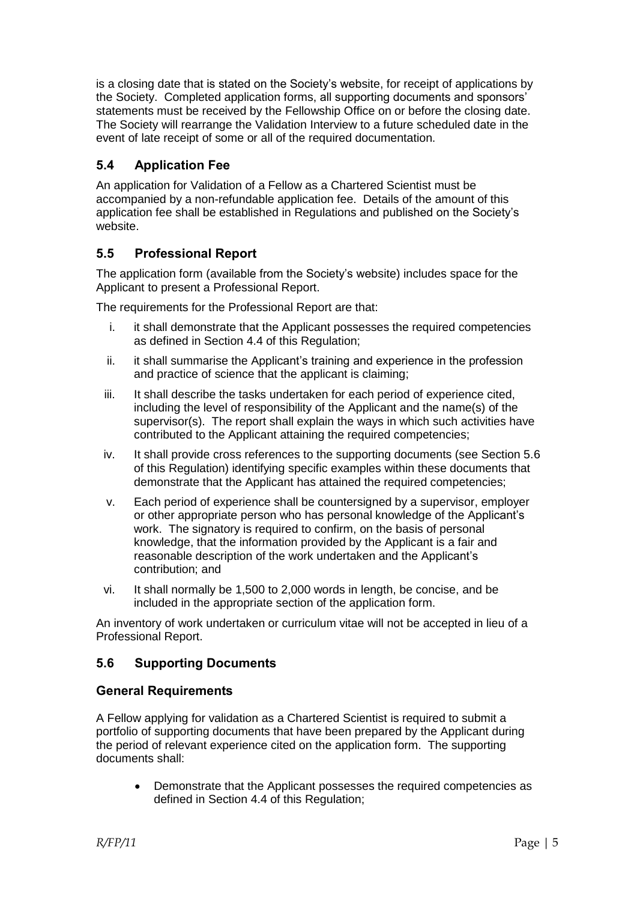is a closing date that is stated on the Society's website, for receipt of applications by the Society. Completed application forms, all supporting documents and sponsors' statements must be received by the Fellowship Office on or before the closing date. The Society will rearrange the Validation Interview to a future scheduled date in the event of late receipt of some or all of the required documentation.

### 5.4 Application Fee

An application for Validation of a Fellow as a Chartered Scientist must be accompanied by a non-refundable application fee. Details of the amount of this application fee shall be established in Regulations and published on the Society's website.

### 5.5 Professional Report

The application form (available from the Society's website) includes space for the Applicant to present a Professional Report.

The requirements for the Professional Report are that:

i. it shall demonstrate that the Applicant possesses the required competencies as defined in Section 4.4 of this Regulation;

ii. it shall summarise the Applicant's training and experience in the profession and practice of science that the applicant is claiming;

iii. It shall describe the tasks undertaken for each period of experience cited, including the level of responsibility of the Applicant and the name(s) of the supervisor(s). The report shall explain the ways in which such activities have contributed to the Applicant attaining the required competencies;

iv. It shall provide cross references to the supporting documents (see Section 5.6 of this Regulation) identifying specific examples within these documents that demonstrate that the Applicant has attained the required competencies;

v. Each period of experience shall be countersigned by a supervisor, employer or other appropriate person who has personal knowledge of the Applicant's work. The signatory is required to confirm, on the basis of personal knowledge, that the information provided by the Applicant is a fair and reasonable description of the work undertaken and the Applicant's contribution; and

vi. It shall normally be 1,500 to 2,000 words in length, be concise, and be included in the appropriate section of the application form.

An inventory of work undertaken or curriculum vitae will not be accepted in lieu of a Professional Report.

### 5.6 Supporting Documents

#### General Requirements

A Fellow applying for validation as a Chartered Scientist is required to submit a portfolio of supporting documents that have been prepared by the Applicant during the period of relevant experience cited on the application form. The supporting documents shall:

- Demonstrate that the Applicant possesses the required competencies as defined in Section 4.4 of this Regulation;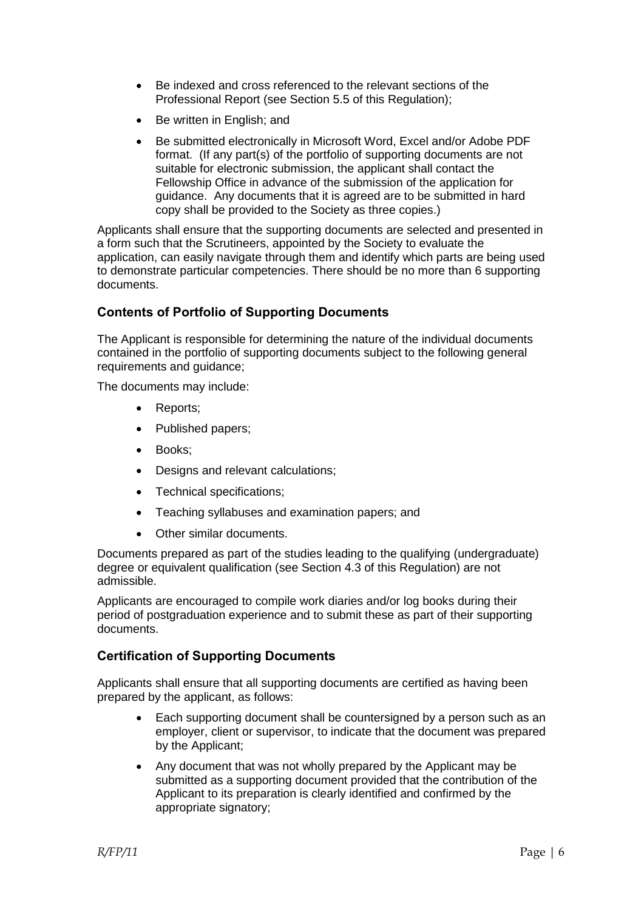- Be indexed and cross referenced to the relevant sections of the Professional Report (see Section 5.5 of this Regulation);
- Be written in English; and
- Be submitted electronically in Microsoft Word, Excel and/or Adobe PDF format. (If any part(s) of the portfolio of supporting documents are not suitable for electronic submission, the applicant shall contact the Fellowship Office in advance of the submission of the application for guidance. Any documents that it is agreed are to be submitted in hard copy shall be provided to the Society as three copies.)

Applicants shall ensure that the supporting documents are selected and presented in a form such that the Scrutineers, appointed by the Society to evaluate the application, can easily navigate through them and identify which parts are being used to demonstrate particular competencies. There should be no more than 6 supporting documents.

### Contents of Portfolio of Supporting Documents

The Applicant is responsible for determining the nature of the individual documents contained in the portfolio of supporting documents subject to the following general requirements and guidance;

The documents may include:

- Reports;
- Published papers;
- Books;
- Designs and relevant calculations;
- Technical specifications;
- Teaching syllabuses and examination papers; and
- Other similar documents.

Documents prepared as part of the studies leading to the qualifying (undergraduate) degree or equivalent qualification (see Section 4.3 of this Regulation) are not admissible.

Applicants are encouraged to compile work diaries and/or log books during their period of postgraduation experience and to submit these as part of their supporting documents.

### Certification of Supporting Documents

Applicants shall ensure that all supporting documents are certified as having been prepared by the applicant, as follows:

- Each supporting document shall be countersigned by a person such as an employer, client or supervisor, to indicate that the document was prepared by the Applicant;
- Any document that was not wholly prepared by the Applicant may be submitted as a supporting document provided that the contribution of the Applicant to its preparation is clearly identified and confirmed by the appropriate signatory;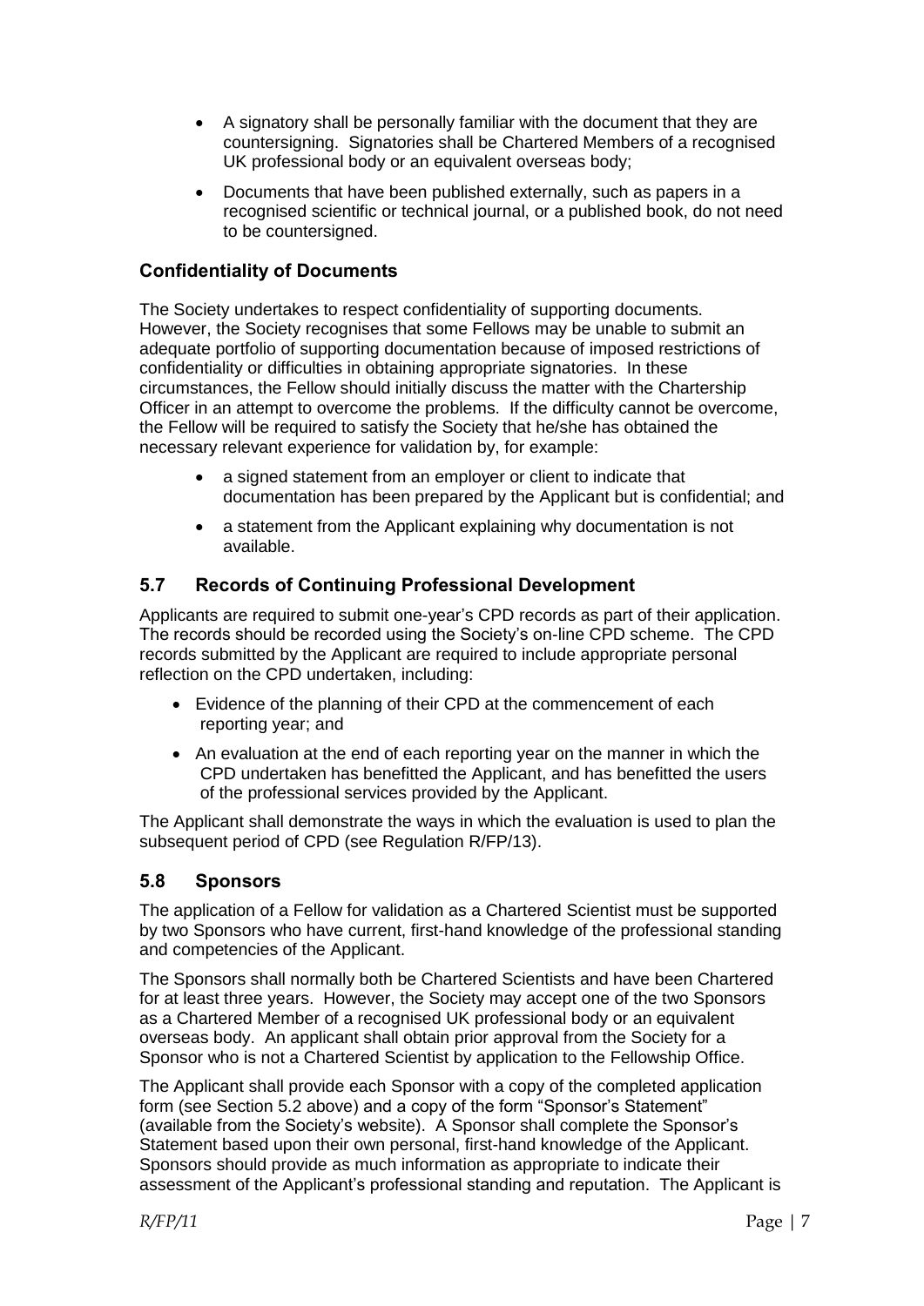- A signatory shall be personally familiar with the document that they are countersigning. Signatories shall be Chartered Members of a recognised UK professional body or an equivalent overseas body;
- Documents that have been published externally, such as papers in a recognised scientific or technical journal, or a published book, do not need to be countersigned.

### Confidentiality of Documents

The Society undertakes to respect confidentiality of supporting documents. However, the Society recognises that some Fellows may be unable to submit an adequate portfolio of supporting documentation because of imposed restrictions of confidentiality or difficulties in obtaining appropriate signatories. In these circumstances, the Fellow should initially discuss the matter with the Chartership Officer in an attempt to overcome the problems. If the difficulty cannot be overcome, the Fellow will be required to satisfy the Society that he/she has obtained the necessary relevant experience for validation by, for example:

- a signed statement from an employer or client to indicate that documentation has been prepared by the Applicant but is confidential; and
- a statement from the Applicant explaining why documentation is not available.

## 5.7 Records of Continuing Professional Development

Applicants are required to submit one-year's CPD records as part of their application. The records should be recorded using the Society's on-line CPD scheme. The CPD records submitted by the Applicant are required to include appropriate personal reflection on the CPD undertaken, including:

- Evidence of the planning of their CPD at the commencement of each reporting year; and
- An evaluation at the end of each reporting year on the manner in which the CPD undertaken has benefitted the Applicant, and has benefitted the users of the professional services provided by the Applicant.

The Applicant shall demonstrate the ways in which the evaluation is used to plan the subsequent period of CPD (see Regulation R/FP/13).

## 5.8 Sponsors

The application of a Fellow for validation as a Chartered Scientist must be supported by two Sponsors who have current, first-hand knowledge of the professional standing and competencies of the Applicant.

The Sponsors shall normally both be Chartered Scientists and have been Chartered for at least three years. However, the Society may accept one of the two Sponsors as a Chartered Member of a recognised UK professional body or an equivalent overseas body. An applicant shall obtain prior approval from the Society for a Sponsor who is not a Chartered Scientist by application to the Fellowship Office.

The Applicant shall provide each Sponsor with a copy of the completed application form (see Section 5.2 above) and a copy of the form "Sponsor's Statement" (available from the Society's website). A Sponsor shall complete the Sponsor's Statement based upon their own personal, first-hand knowledge of the Applicant. Sponsors should provide as much information as appropriate to indicate their assessment of the Applicant's professional standing and reputation. The Applicant is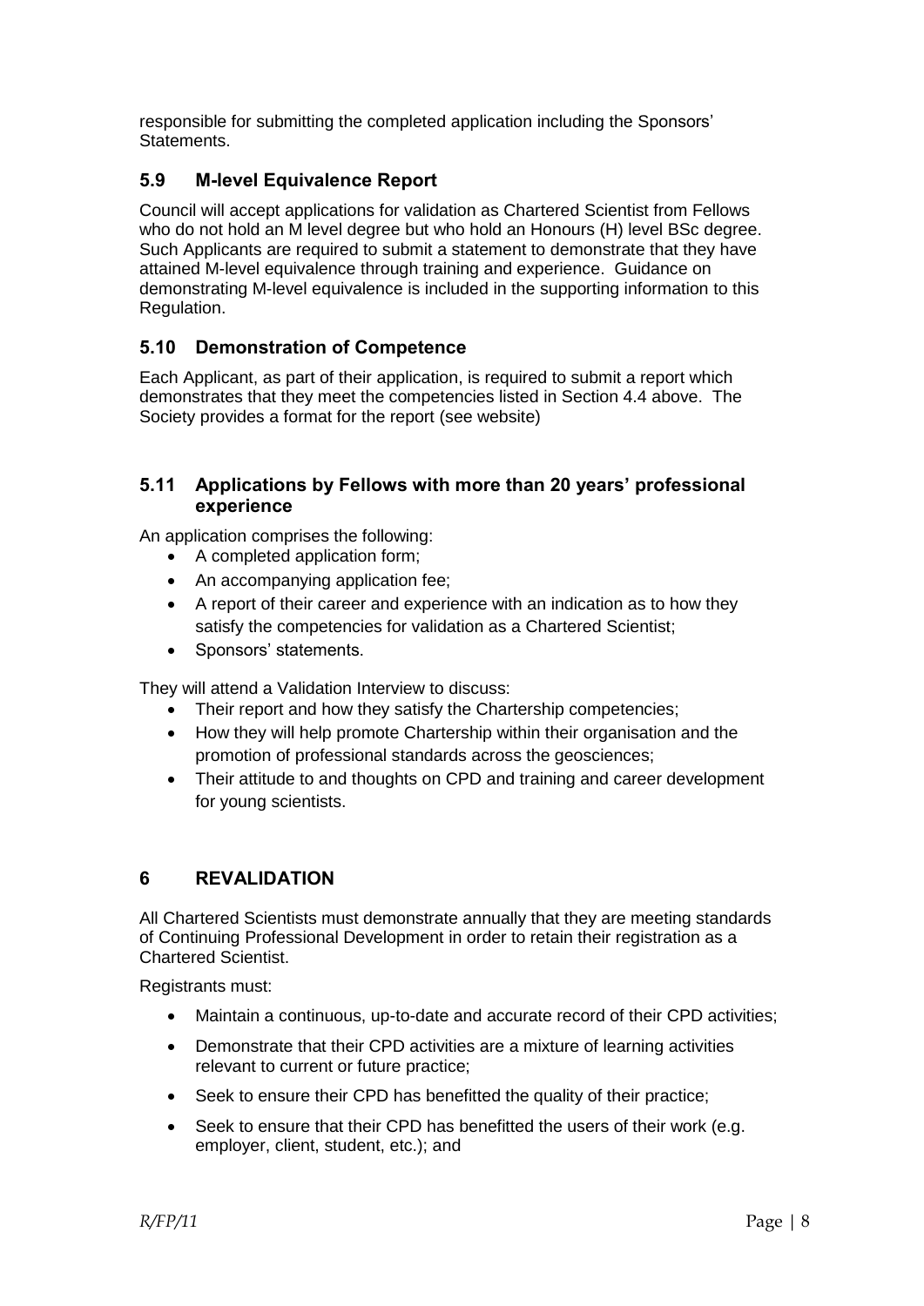responsible for submitting the completed application including the Sponsors' Statements.

### 5.9 M-level Equivalence Report

Council will accept applications for validation as Chartered Scientist from Fellows who do not hold an M level degree but who hold an Honours (H) level BSc degree. Such Applicants are required to submit a statement to demonstrate that they have attained M-level equivalence through training and experience. Guidance on demonstrating M-level equivalence is included in the supporting information to this Regulation.

### 5.10 Demonstration of Competence

Each Applicant, as part of their application, is required to submit a report which demonstrates that they meet the competencies listed in Section 4.4 above. The Society provides a format for the report (see website)

### 5.11 Applications by Fellows with more than 20 years' professional experience

An application comprises the following:

- A completed application form;
- An accompanying application fee;
- A report of their career and experience with an indication as to how they satisfy the competencies for validation as a Chartered Scientist;
- Sponsors' statements.

They will attend a Validation Interview to discuss:

- Their report and how they satisfy the Chartership competencies;
- How they will help promote Chartership within their organisation and the promotion of professional standards across the geosciences;
- Their attitude to and thoughts on CPD and training and career development for young scientists.

## 6 REVALIDATION

All Chartered Scientists must demonstrate annually that they are meeting standards of Continuing Professional Development in order to retain their registration as a Chartered Scientist.

Registrants must:

- Maintain a continuous, up-to-date and accurate record of their CPD activities;
- Demonstrate that their CPD activities are a mixture of learning activities relevant to current or future practice;
- Seek to ensure their CPD has benefitted the quality of their practice;
- Seek to ensure that their CPD has benefitted the users of their work (e.g. employer, client, student, etc.); and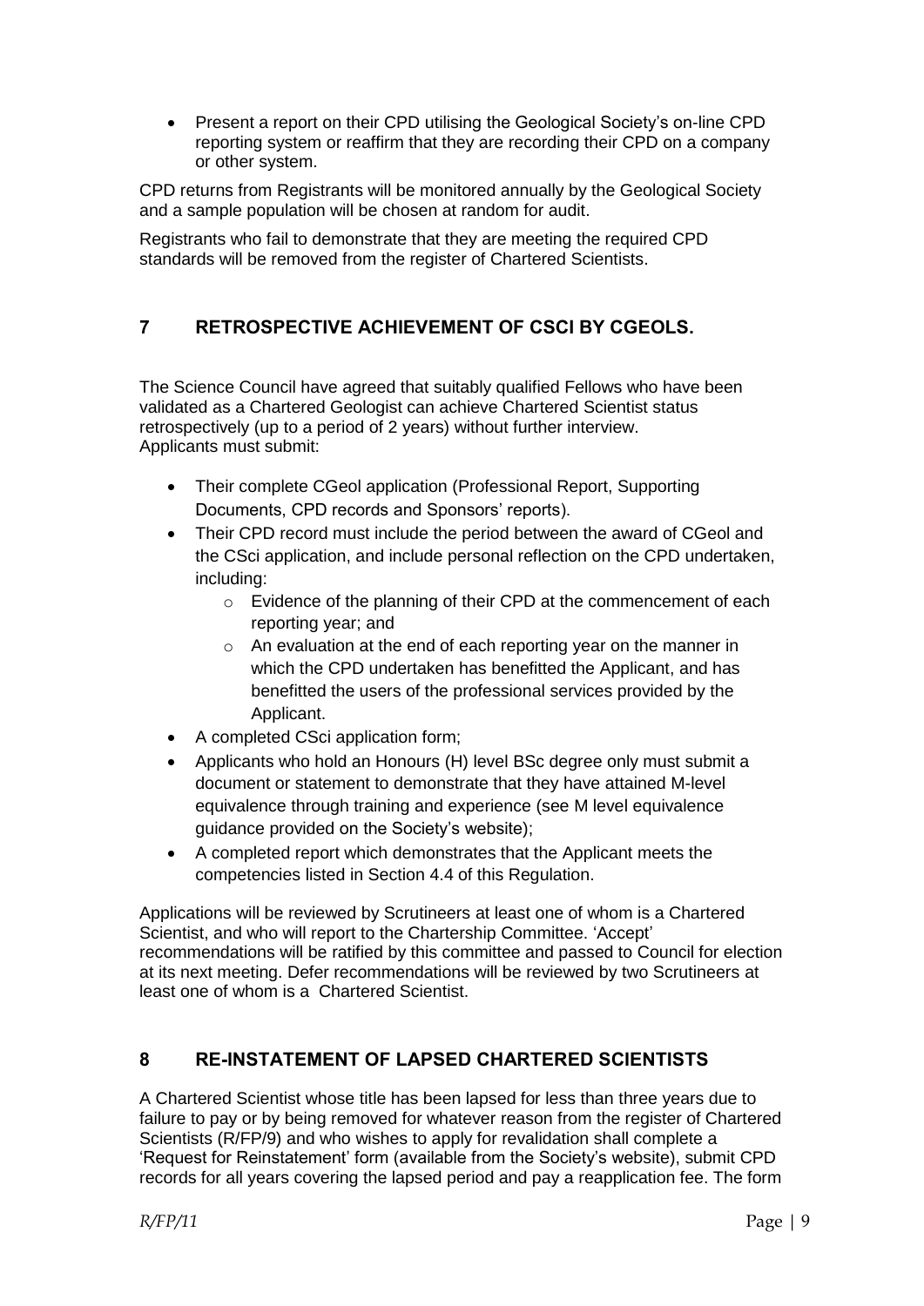- Present a report on their CPD utilising the Geological Society's on-line CPD reporting system or reaffirm that they are recording their CPD on a company or other system.

CPD returns from Registrants will be monitored annually by the Geological Society and a sample population will be chosen at random for audit.

Registrants who fail to demonstrate that they are meeting the required CPD standards will be removed from the register of Chartered Scientists.

## 7 RETROSPECTIVE ACHIEVEMENT OF CSCI BY CGEOLS.

The Science Council have agreed that suitably qualified Fellows who have been validated as a Chartered Geologist can achieve Chartered Scientist status retrospectively (up to a period of 2 years) without further interview.
Applicants must submit:

- Their complete CGeol application (Professional Report, Supporting Documents, CPD records and Sponsors' reports).
- Their CPD record must include the period between the award of CGeol and the CSci application, and include personal reflection on the CPD undertaken, including:
    - Evidence of the planning of their CPD at the commencement of each reporting year; and
    - An evaluation at the end of each reporting year on the manner in which the CPD undertaken has benefitted the Applicant, and has benefitted the users of the professional services provided by the Applicant.
- A completed CSci application form;
- Applicants who hold an Honours (H) level BSc degree only must submit a document or statement to demonstrate that they have attained M-level equivalence through training and experience (see M level equivalence guidance provided on the Society's website);
- A completed report which demonstrates that the Applicant meets the competencies listed in Section 4.4 of this Regulation.

Applications will be reviewed by Scrutineers at least one of whom is a Chartered Scientist, and who will report to the Chartership Committee. 'Accept' recommendations will be ratified by this committee and passed to Council for election at its next meeting. Defer recommendations will be reviewed by two Scrutineers at least one of whom is a Chartered Scientist.

## 8 RE-INSTATEMENT OF LAPSED CHARTERED SCIENTISTS

A Chartered Scientist whose title has been lapsed for less than three years due to failure to pay or by being removed for whatever reason from the register of Chartered Scientists (R/FP/9) and who wishes to apply for revalidation shall complete a 'Request for Reinstatement' form (available from the Society's website), submit CPD records for all years covering the lapsed period and pay a reapplication fee. The form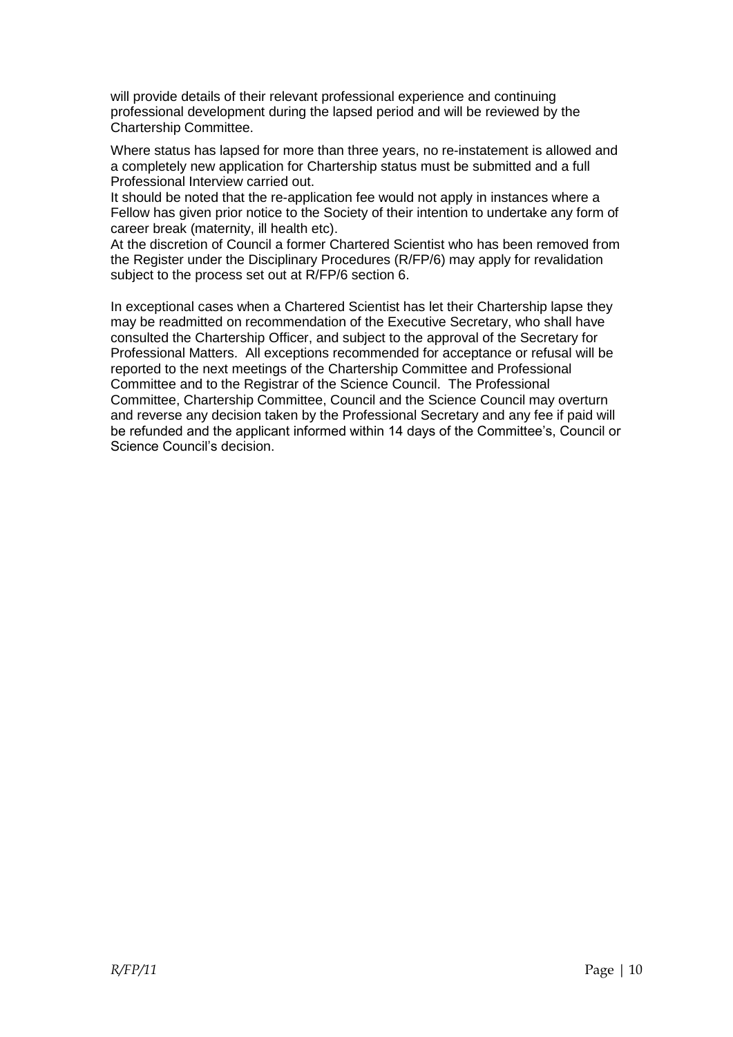will provide details of their relevant professional experience and continuing professional development during the lapsed period and will be reviewed by the Chartership Committee.

Where status has lapsed for more than three years, no re-instatement is allowed and a completely new application for Chartership status must be submitted and a full Professional Interview carried out.

It should be noted that the re-application fee would not apply in instances where a Fellow has given prior notice to the Society of their intention to undertake any form of career break (maternity, ill health etc).

At the discretion of Council a former Chartered Scientist who has been removed from the Register under the Disciplinary Procedures (R/FP/6) may apply for revalidation subject to the process set out at R/FP/6 section 6.

In exceptional cases when a Chartered Scientist has let their Chartership lapse they may be readmitted on recommendation of the Executive Secretary, who shall have consulted the Chartership Officer, and subject to the approval of the Secretary for Professional Matters. All exceptions recommended for acceptance or refusal will be reported to the next meetings of the Chartership Committee and Professional Committee and to the Registrar of the Science Council. The Professional Committee, Chartership Committee, Council and the Science Council may overturn and reverse any decision taken by the Professional Secretary and any fee if paid will be refunded and the applicant informed within 14 days of the Committee's, Council or Science Council's decision.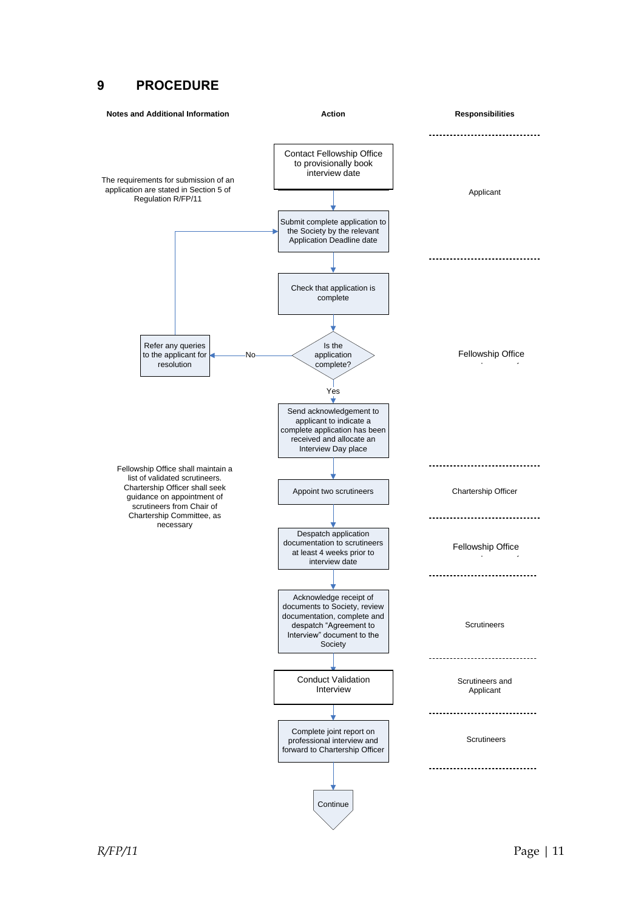# 9 PROCEDURE

| Notes and Additional Information | Action | Responsibilities |
| --- | --- | --- |
| The requirements for submission of an application are stated in Section 5 of Regulation R/FP/11 | Contact Fellowship Office to provisionally book interview date | Applicant |
| | Submit complete application to the Society by the relevant Application Deadline date | Applicant |
| | Check that application is complete | Fellowship Office |
| Refer any queries to the applicant for resolution (then return to "Submit complete application") | Is the application complete? No → Refer any queries to the applicant for resolution; Yes → continue | Fellowship Office |
| | Send acknowledgement to applicant to indicate a complete application has been received and allocate an Interview Day place | Fellowship Office |
| Fellowship Office shall maintain a list of validated scrutineers. Chartership Officer shall seek guidance on appointment of scrutineers from Chair of Chartership Committee, as necessary | Appoint two scrutineers | Chartership Officer |
| | Despatch application documentation to scrutineers at least 4 weeks prior to interview date | Fellowship Office |
| | Acknowledge receipt of documents to Society, review documentation, complete and despatch "Agreement to Interview" document to the Society | Scrutineers |
| | Conduct Validation Interview | Scrutineers and Applicant |
| | Complete joint report on professional interview and forward to Chartership Officer | Scrutineers |
| | Continue | |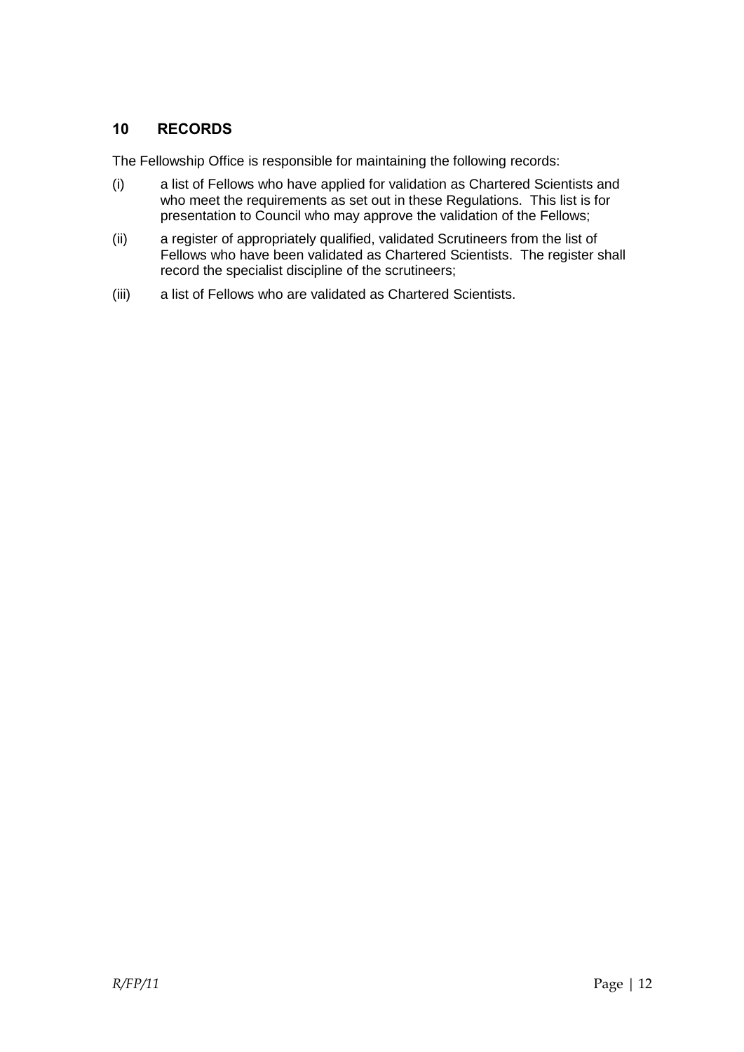## 10 RECORDS

The Fellowship Office is responsible for maintaining the following records:

(i) a list of Fellows who have applied for validation as Chartered Scientists and who meet the requirements as set out in these Regulations. This list is for presentation to Council who may approve the validation of the Fellows;

(ii) a register of appropriately qualified, validated Scrutineers from the list of Fellows who have been validated as Chartered Scientists. The register shall record the specialist discipline of the scrutineers;

(iii) a list of Fellows who are validated as Chartered Scientists.